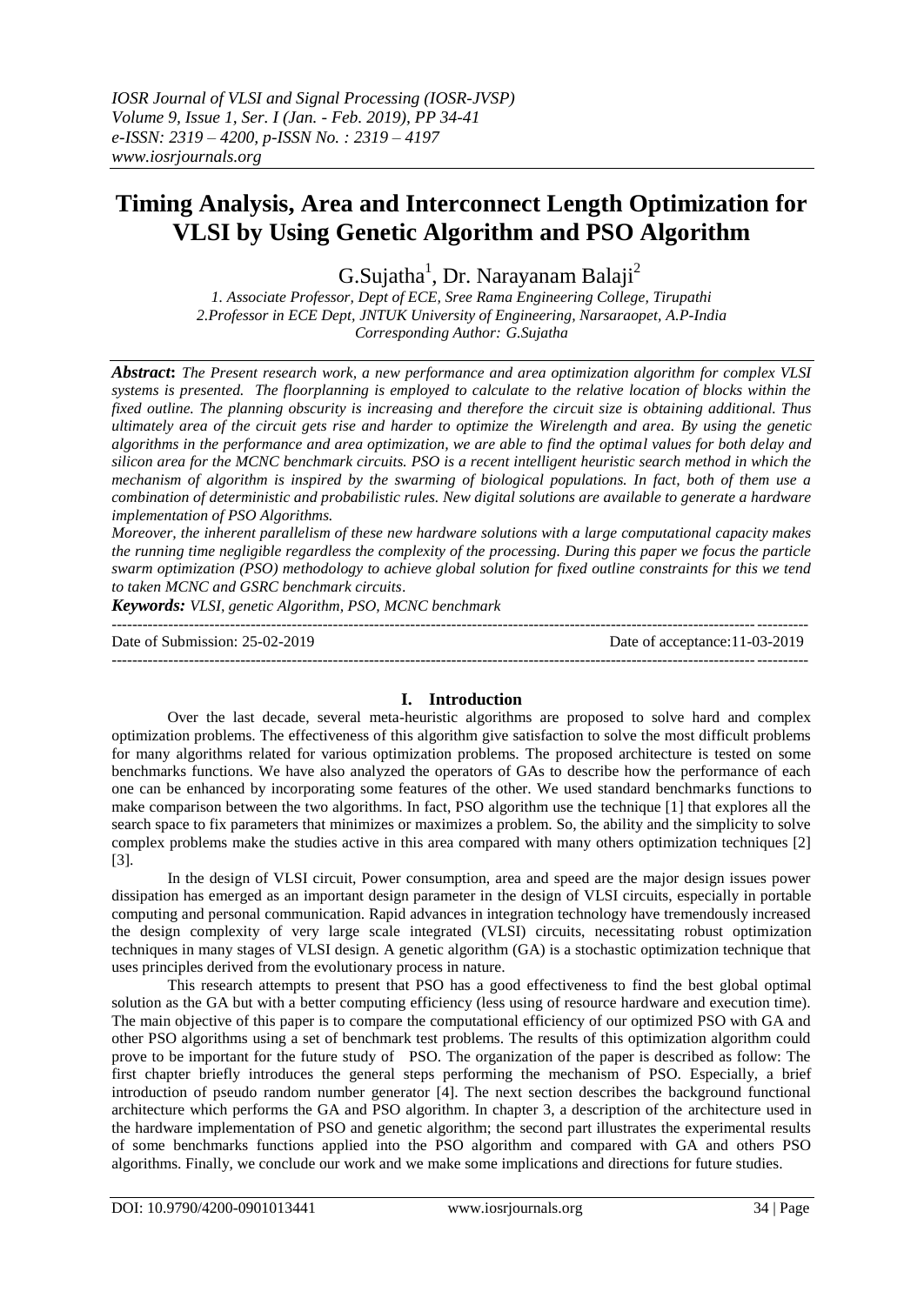# Timing Analysis, Area and Interconnect Length Optimization for VLSI by Using Genetic Algorithm and PSO Algorithm

G.Sujatha[1], Dr. Narayanam Balaji[2]

*1. Associate Professor, Dept of ECE, Sree Rama Engineering College, Tirupathi*
*2.Professor in ECE Dept, JNTUK University of Engineering, Narsaraopet, A.P-India*
*Corresponding Author: G.Sujatha*

***Abstract*:** *The Present research work, a new performance and area optimization algorithm for complex VLSI systems is presented. The floorplanning is employed to calculate to the relative location of blocks within the fixed outline. The planning obscurity is increasing and therefore the circuit size is obtaining additional. Thus ultimately area of the circuit gets rise and harder to optimize the Wirelength and area. By using the genetic algorithms in the performance and area optimization, we are able to find the optimal values for both delay and silicon area for the MCNC benchmark circuits. PSO is a recent intelligent heuristic search method in which the mechanism of algorithm is inspired by the swarming of biological populations. In fact, both of them use a combination of deterministic and probabilistic rules. New digital solutions are available to generate a hardware implementation of PSO Algorithms.*

*Moreover, the inherent parallelism of these new hardware solutions with a large computational capacity makes the running time negligible regardless the complexity of the processing. During this paper we focus the particle swarm optimization (PSO) methodology to achieve global solution for fixed outline constraints for this we tend to taken MCNC and GSRC benchmark circuits.*

***Keywords:*** *VLSI, genetic Algorithm, PSO, MCNC benchmark*

---

Date of Submission: 25-02-2019 Date of acceptance:11-03-2019

---

## I. Introduction

Over the last decade, several meta-heuristic algorithms are proposed to solve hard and complex optimization problems. The effectiveness of this algorithm give satisfaction to solve the most difficult problems for many algorithms related for various optimization problems. The proposed architecture is tested on some benchmarks functions. We have also analyzed the operators of GAs to describe how the performance of each one can be enhanced by incorporating some features of the other. We used standard benchmarks functions to make comparison between the two algorithms. In fact, PSO algorithm use the technique [1] that explores all the search space to fix parameters that minimizes or maximizes a problem. So, the ability and the simplicity to solve complex problems make the studies active in this area compared with many others optimization techniques [2] [3].

In the design of VLSI circuit, Power consumption, area and speed are the major design issues power dissipation has emerged as an important design parameter in the design of VLSI circuits, especially in portable computing and personal communication. Rapid advances in integration technology have tremendously increased the design complexity of very large scale integrated (VLSI) circuits, necessitating robust optimization techniques in many stages of VLSI design. A genetic algorithm (GA) is a stochastic optimization technique that uses principles derived from the evolutionary process in nature.

This research attempts to present that PSO has a good effectiveness to find the best global optimal solution as the GA but with a better computing efficiency (less using of resource hardware and execution time). The main objective of this paper is to compare the computational efficiency of our optimized PSO with GA and other PSO algorithms using a set of benchmark test problems. The results of this optimization algorithm could prove to be important for the future study of PSO. The organization of the paper is described as follow: The first chapter briefly introduces the general steps performing the mechanism of PSO. Especially, a brief introduction of pseudo random number generator [4]. The next section describes the background functional architecture which performs the GA and PSO algorithm. In chapter 3, a description of the architecture used in the hardware implementation of PSO and genetic algorithm; the second part illustrates the experimental results of some benchmarks functions applied into the PSO algorithm and compared with GA and others PSO algorithms. Finally, we conclude our work and we make some implications and directions for future studies.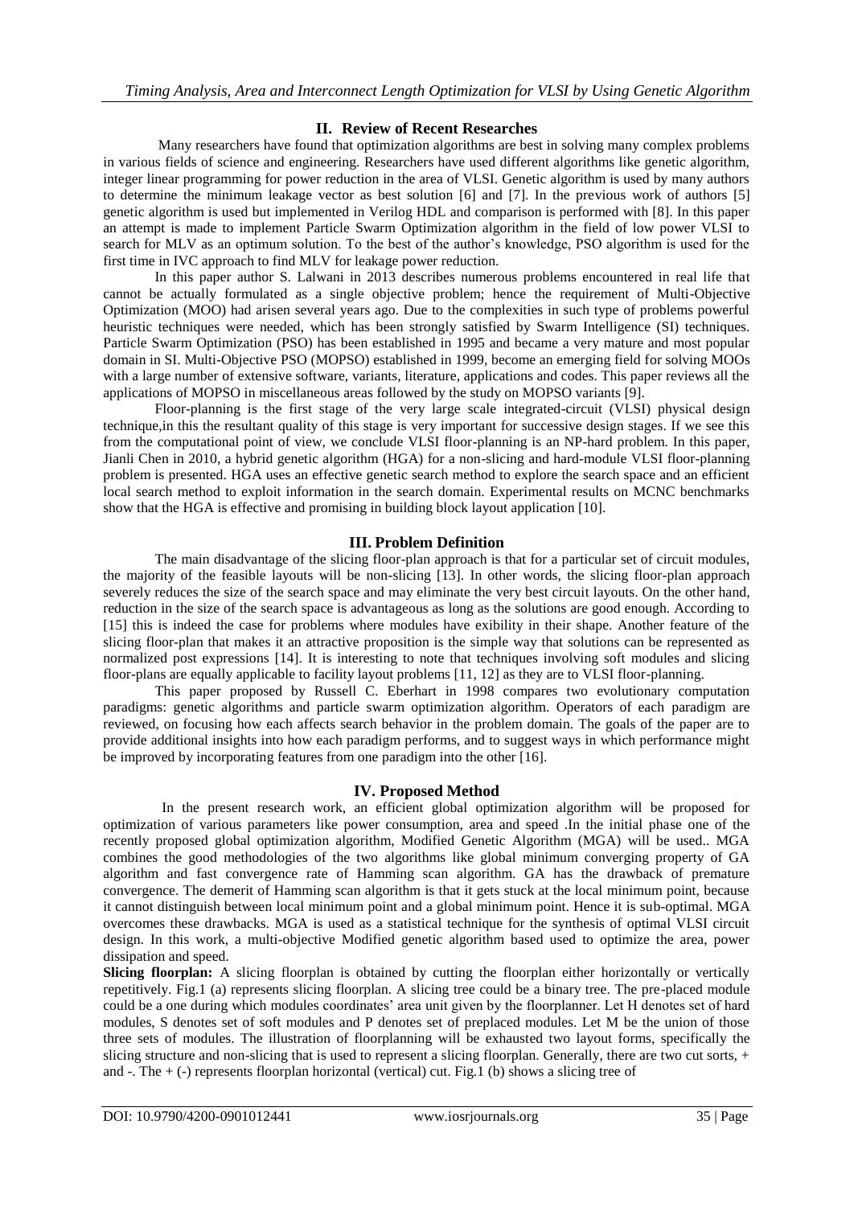## II. Review of Recent Researches

Many researchers have found that optimization algorithms are best in solving many complex problems in various fields of science and engineering. Researchers have used different algorithms like genetic algorithm, integer linear programming for power reduction in the area of VLSI. Genetic algorithm is used by many authors to determine the minimum leakage vector as best solution [6] and [7]. In the previous work of authors [5] genetic algorithm is used but implemented in Verilog HDL and comparison is performed with [8]. In this paper an attempt is made to implement Particle Swarm Optimization algorithm in the field of low power VLSI to search for MLV as an optimum solution. To the best of the author's knowledge, PSO algorithm is used for the first time in IVC approach to find MLV for leakage power reduction.

In this paper author S. Lalwani in 2013 describes numerous problems encountered in real life that cannot be actually formulated as a single objective problem; hence the requirement of Multi-Objective Optimization (MOO) had arisen several years ago. Due to the complexities in such type of problems powerful heuristic techniques were needed, which has been strongly satisfied by Swarm Intelligence (SI) techniques. Particle Swarm Optimization (PSO) has been established in 1995 and became a very mature and most popular domain in SI. Multi-Objective PSO (MOPSO) established in 1999, become an emerging field for solving MOOs with a large number of extensive software, variants, literature, applications and codes. This paper reviews all the applications of MOPSO in miscellaneous areas followed by the study on MOPSO variants [9].

Floor-planning is the first stage of the very large scale integrated-circuit (VLSI) physical design technique,in this the resultant quality of this stage is very important for successive design stages. If we see this from the computational point of view, we conclude VLSI floor-planning is an NP-hard problem. In this paper, Jianli Chen in 2010, a hybrid genetic algorithm (HGA) for a non-slicing and hard-module VLSI floor-planning problem is presented. HGA uses an effective genetic search method to explore the search space and an efficient local search method to exploit information in the search domain. Experimental results on MCNC benchmarks show that the HGA is effective and promising in building block layout application [10].

## III. Problem Definition

The main disadvantage of the slicing floor-plan approach is that for a particular set of circuit modules, the majority of the feasible layouts will be non-slicing [13]. In other words, the slicing floor-plan approach severely reduces the size of the search space and may eliminate the very best circuit layouts. On the other hand, reduction in the size of the search space is advantageous as long as the solutions are good enough. According to [15] this is indeed the case for problems where modules have exibility in their shape. Another feature of the slicing floor-plan that makes it an attractive proposition is the simple way that solutions can be represented as normalized post expressions [14]. It is interesting to note that techniques involving soft modules and slicing floor-plans are equally applicable to facility layout problems [11, 12] as they are to VLSI floor-planning.

This paper proposed by Russell C. Eberhart in 1998 compares two evolutionary computation paradigms: genetic algorithms and particle swarm optimization algorithm. Operators of each paradigm are reviewed, on focusing how each affects search behavior in the problem domain. The goals of the paper are to provide additional insights into how each paradigm performs, and to suggest ways in which performance might be improved by incorporating features from one paradigm into the other [16].

## IV. Proposed Method

In the present research work, an efficient global optimization algorithm will be proposed for optimization of various parameters like power consumption, area and speed .In the initial phase one of the recently proposed global optimization algorithm, Modified Genetic Algorithm (MGA) will be used.. MGA combines the good methodologies of the two algorithms like global minimum converging property of GA algorithm and fast convergence rate of Hamming scan algorithm. GA has the drawback of premature convergence. The demerit of Hamming scan algorithm is that it gets stuck at the local minimum point, because it cannot distinguish between local minimum point and a global minimum point. Hence it is sub-optimal. MGA overcomes these drawbacks. MGA is used as a statistical technique for the synthesis of optimal VLSI circuit design. In this work, a multi-objective Modified genetic algorithm based used to optimize the area, power dissipation and speed.

**Slicing floorplan:** A slicing floorplan is obtained by cutting the floorplan either horizontally or vertically repetitively. Fig.1 (a) represents slicing floorplan. A slicing tree could be a binary tree. The pre-placed module could be a one during which modules coordinates' area unit given by the floorplanner. Let H denotes set of hard modules, S denotes set of soft modules and P denotes set of preplaced modules. Let M be the union of those three sets of modules. The illustration of floorplanning will be exhausted two layout forms, specifically the slicing structure and non-slicing that is used to represent a slicing floorplan. Generally, there are two cut sorts, + and -. The + (-) represents floorplan horizontal (vertical) cut. Fig.1 (b) shows a slicing tree of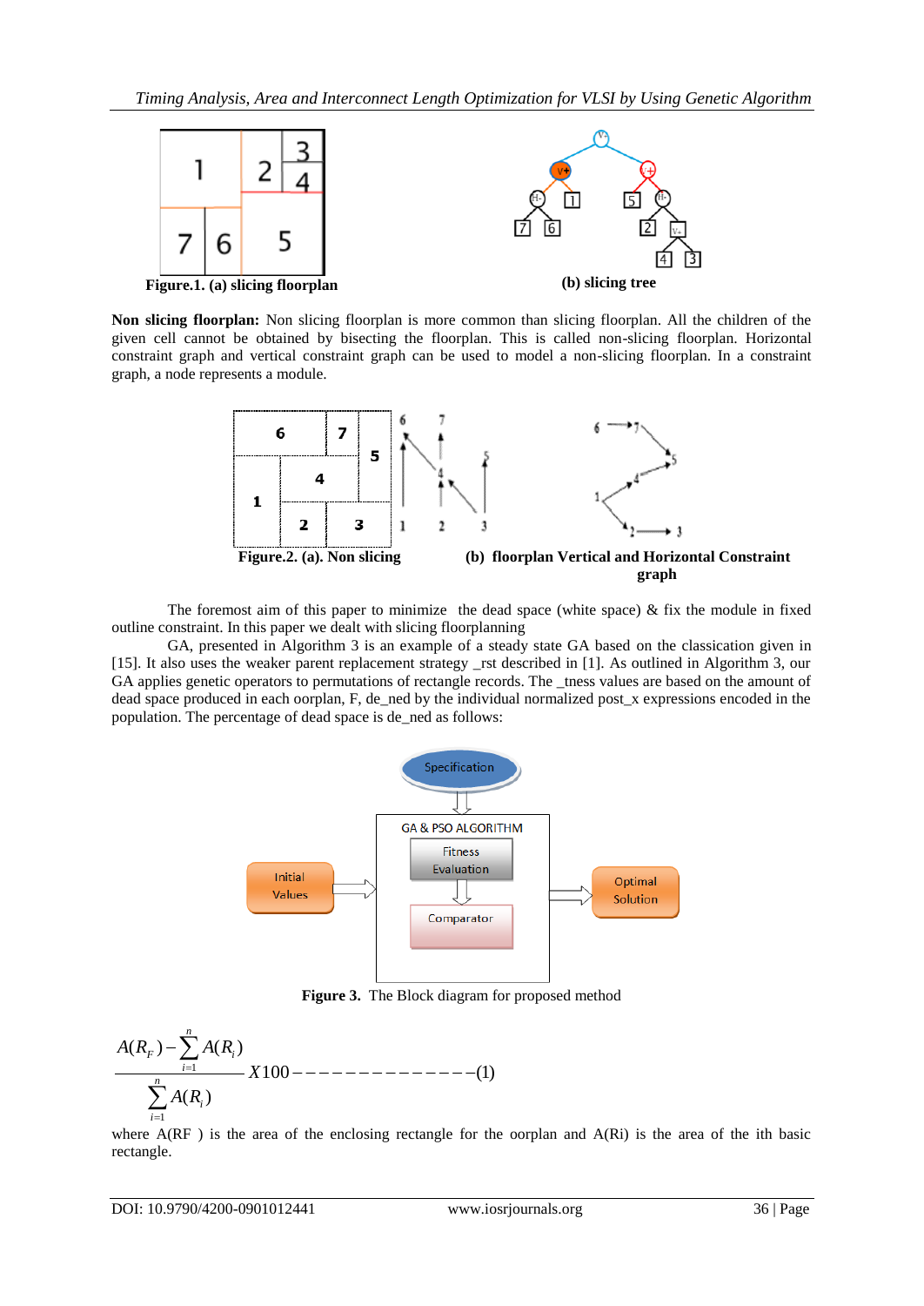**Figure.1. (a) slicing floorplan** **(b) slicing tree**

**Non slicing floorplan:** Non slicing floorplan is more common than slicing floorplan. All the children of the given cell cannot be obtained by bisecting the floorplan. This is called non-slicing floorplan. Horizontal constraint graph and vertical constraint graph can be used to model a non-slicing floorplan. In a constraint graph, a node represents a module.

**Figure.2. (a). Non slicing** **(b) floorplan Vertical and Horizontal Constraint graph**

The foremost aim of this paper to minimize the dead space (white space) & fix the module in fixed outline constraint. In this paper we dealt with slicing floorplanning

GA, presented in Algorithm 3 is an example of a steady state GA based on the classication given in [15]. It also uses the weaker parent replacement strategy _rst described in [1]. As outlined in Algorithm 3, our GA applies genetic operators to permutations of rectangle records. The _tness values are based on the amount of dead space produced in each oorplan, F, de_ned by the individual normalized post_x expressions encoded in the population. The percentage of dead space is de_ned as follows:

**Figure 3.** The Block diagram for proposed method

$$\frac{A(R_F) - \sum_{i=1}^{n} A(R_i)}{\sum_{i=1}^{n} A(R_i)} X100 ------------(1)$$

where A(RF ) is the area of the enclosing rectangle for the oorplan and A(Ri) is the area of the ith basic rectangle.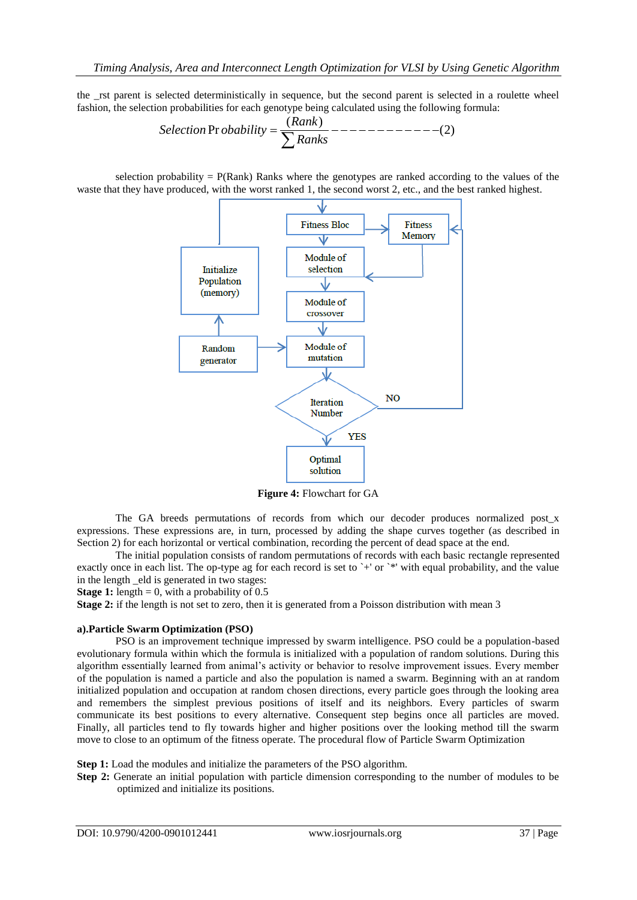the _rst parent is selected deterministically in sequence, but the second parent is selected in a roulette wheel fashion, the selection probabilities for each genotype being calculated using the following formula:

$$Selection\ Probability = \frac{(Rank)}{\sum Ranks} \qquad (2)$$

selection probability = P(Rank) Ranks where the genotypes are ranked according to the values of the waste that they have produced, with the worst ranked 1, the second worst 2, etc., and the best ranked highest.

**Figure 4:** Flowchart for GA

The GA breeds permutations of records from which our decoder produces normalized post_x expressions. These expressions are, in turn, processed by adding the shape curves together (as described in Section 2) for each horizontal or vertical combination, recording the percent of dead space at the end.

The initial population consists of random permutations of records with each basic rectangle represented exactly once in each list. The op-type ag for each record is set to `+' or `*' with equal probability, and the value in the length _eld is generated in two stages:

**Stage 1:** length = 0, with a probability of 0.5

**Stage 2:** if the length is not set to zero, then it is generated from a Poisson distribution with mean 3

#### a).Particle Swarm Optimization (PSO)

PSO is an improvement technique impressed by swarm intelligence. PSO could be a population-based evolutionary formula within which the formula is initialized with a population of random solutions. During this algorithm essentially learned from animal's activity or behavior to resolve improvement issues. Every member of the population is named a particle and also the population is named a swarm. Beginning with an at random initialized population and occupation at random chosen directions, every particle goes through the looking area and remembers the simplest previous positions of itself and its neighbors. Every particles of swarm communicate its best positions to every alternative. Consequent step begins once all particles are moved. Finally, all particles tend to fly towards higher and higher positions over the looking method till the swarm move to close to an optimum of the fitness operate. The procedural flow of Particle Swarm Optimization

**Step 1:** Load the modules and initialize the parameters of the PSO algorithm.

**Step 2:** Generate an initial population with particle dimension corresponding to the number of modules to be optimized and initialize its positions.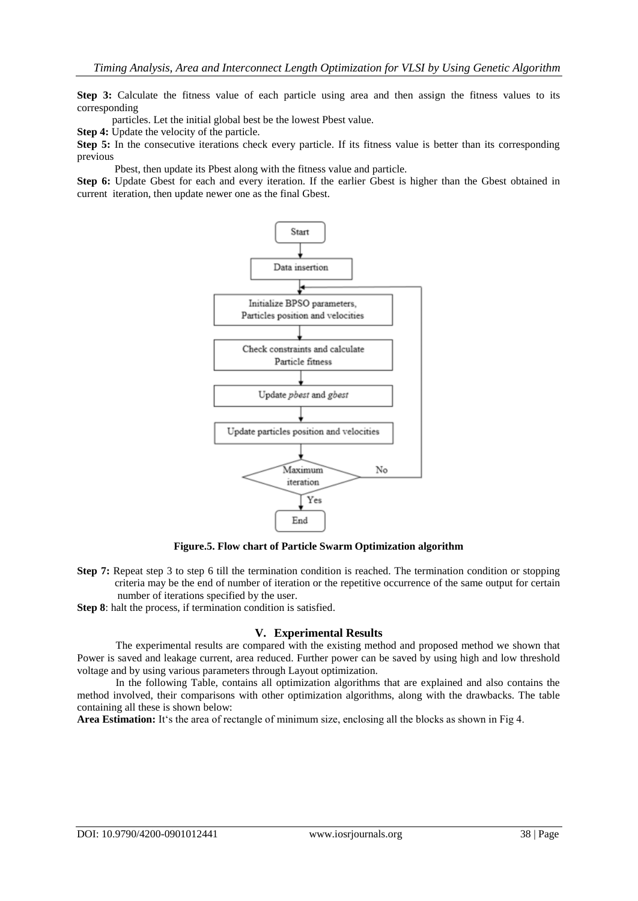**Step 3:** Calculate the fitness value of each particle using area and then assign the fitness values to its corresponding particles. Let the initial global best be the lowest Pbest value.

**Step 4:** Update the velocity of the particle.

**Step 5:** In the consecutive iterations check every particle. If its fitness value is better than its corresponding previous Pbest, then update its Pbest along with the fitness value and particle.

**Step 6:** Update Gbest for each and every iteration. If the earlier Gbest is higher than the Gbest obtained in current iteration, then update newer one as the final Gbest.

**Figure.5. Flow chart of Particle Swarm Optimization algorithm**

**Step 7:** Repeat step 3 to step 6 till the termination condition is reached. The termination condition or stopping criteria may be the end of number of iteration or the repetitive occurrence of the same output for certain number of iterations specified by the user.

**Step 8**: halt the process, if termination condition is satisfied.

## V. Experimental Results

The experimental results are compared with the existing method and proposed method we shown that Power is saved and leakage current, area reduced. Further power can be saved by using high and low threshold voltage and by using various parameters through Layout optimization.

In the following Table, contains all optimization algorithms that are explained and also contains the method involved, their comparisons with other optimization algorithms, along with the drawbacks. The table containing all these is shown below:

**Area Estimation:** It's the area of rectangle of minimum size, enclosing all the blocks as shown in Fig 4.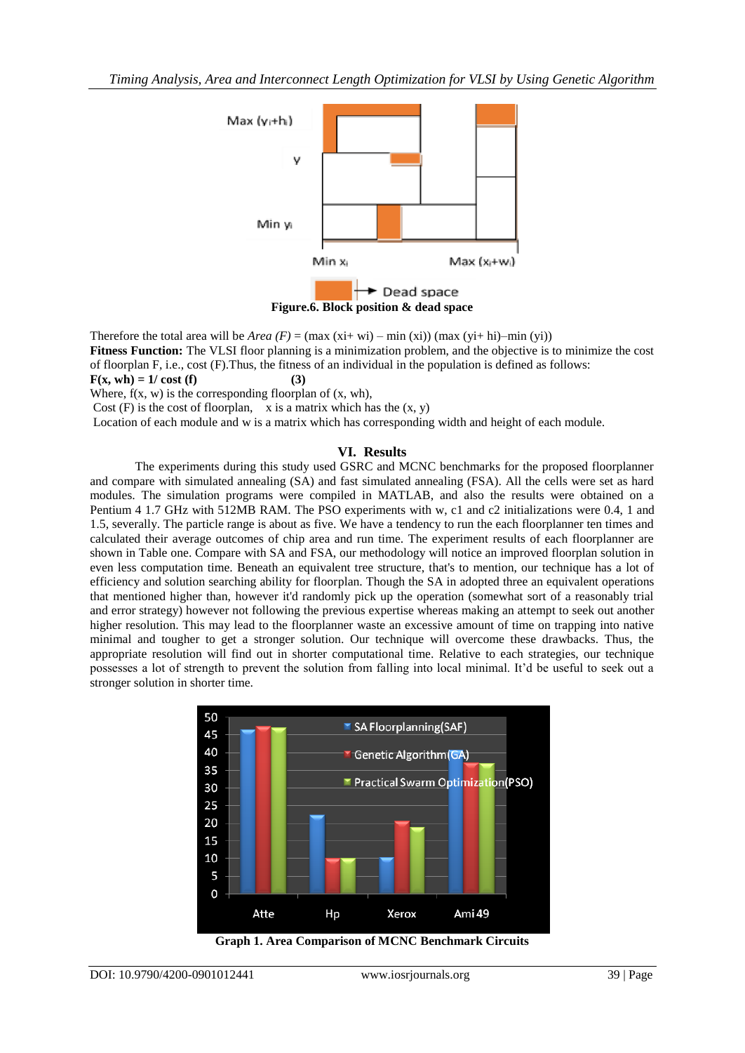Figure.6. Block position & dead space

Therefore the total area will be *Area (F)* = (max (xi+ wi) – min (xi)) (max (yi+ hi)–min (yi))

**Fitness Function:** The VLSI floor planning is a minimization problem, and the objective is to minimize the cost of floorplan F, i.e., cost (F).Thus, the fitness of an individual in the population is defined as follows:

**F(x, wh) = 1/ cost (f) (3)**

Where, f(x, w) is the corresponding floorplan of (x, wh),

Cost (F) is the cost of floorplan, x is a matrix which has the (x, y)

Location of each module and w is a matrix which has corresponding width and height of each module.

## VI. Results

The experiments during this study used GSRC and MCNC benchmarks for the proposed floorplanner and compare with simulated annealing (SA) and fast simulated annealing (FSA). All the cells were set as hard modules. The simulation programs were compiled in MATLAB, and also the results were obtained on a Pentium 4 1.7 GHz with 512MB RAM. The PSO experiments with w, c1 and c2 initializations were 0.4, 1 and 1.5, severally. The particle range is about as five. We have a tendency to run the each floorplanner ten times and calculated their average outcomes of chip area and run time. The experiment results of each floorplanner are shown in Table one. Compare with SA and FSA, our methodology will notice an improved floorplan solution in even less computation time. Beneath an equivalent tree structure, that's to mention, our technique has a lot of efficiency and solution searching ability for floorplan. Though the SA in adopted three an equivalent operations that mentioned higher than, however it'd randomly pick up the operation (somewhat sort of a reasonably trial and error strategy) however not following the previous expertise whereas making an attempt to seek out another higher resolution. This may lead to the floorplanner waste an excessive amount of time on trapping into native minimal and tougher to get a stronger solution. Our technique will overcome these drawbacks. Thus, the appropriate resolution will find out in shorter computational time. Relative to each strategies, our technique possesses a lot of strength to prevent the solution from falling into local minimal. It'd be useful to seek out a stronger solution in shorter time.

Graph 1. Area Comparison of MCNC Benchmark Circuits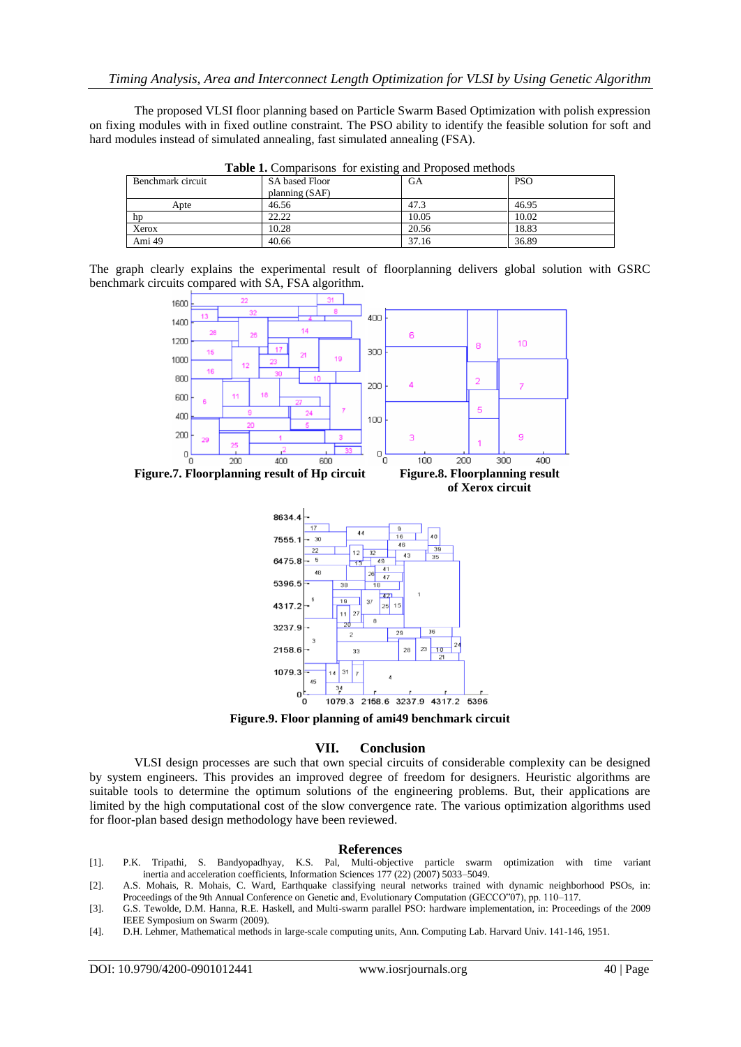The proposed VLSI floor planning based on Particle Swarm Based Optimization with polish expression on fixing modules with in fixed outline constraint. The PSO ability to identify the feasible solution for soft and hard modules instead of simulated annealing, fast simulated annealing (FSA).

**Table 1.** Comparisons for existing and Proposed methods

| Benchmark circuit | SA based Floor planning (SAF) | GA | PSO |
|---|---|---|---|
| Apte | 46.56 | 47.3 | 46.95 |
| hp | 22.22 | 10.05 | 10.02 |
| Xerox | 10.28 | 20.56 | 18.83 |
| Ami 49 | 40.66 | 37.16 | 36.89 |

The graph clearly explains the experimental result of floorplanning delivers global solution with GSRC benchmark circuits compared with SA, FSA algorithm.

**Figure.7. Floorplanning result of Hp circuit**

**Figure.8. Floorplanning result of Xerox circuit**

**Figure.9. Floor planning of ami49 benchmark circuit**

## VII. Conclusion

VLSI design processes are such that own special circuits of considerable complexity can be designed by system engineers. This provides an improved degree of freedom for designers. Heuristic algorithms are suitable tools to determine the optimum solutions of the engineering problems. But, their applications are limited by the high computational cost of the slow convergence rate. The various optimization algorithms used for floor-plan based design methodology have been reviewed.

## References

[1]. P.K. Tripathi, S. Bandyopadhyay, K.S. Pal, Multi-objective particle swarm optimization with time variant inertia and acceleration coefficients, Information Sciences 177 (22) (2007) 5033–5049.

[2]. A.S. Mohais, R. Mohais, C. Ward, Earthquake classifying neural networks trained with dynamic neighborhood PSOs, in: Proceedings of the 9th Annual Conference on Genetic and, Evolutionary Computation (GECCO"07), pp. 110–117.

[3]. G.S. Tewolde, D.M. Hanna, R.E. Haskell, and Multi-swarm parallel PSO: hardware implementation, in: Proceedings of the 2009 IEEE Symposium on Swarm (2009).

[4]. D.H. Lehmer, Mathematical methods in large-scale computing units, Ann. Computing Lab. Harvard Univ. 141-146, 1951.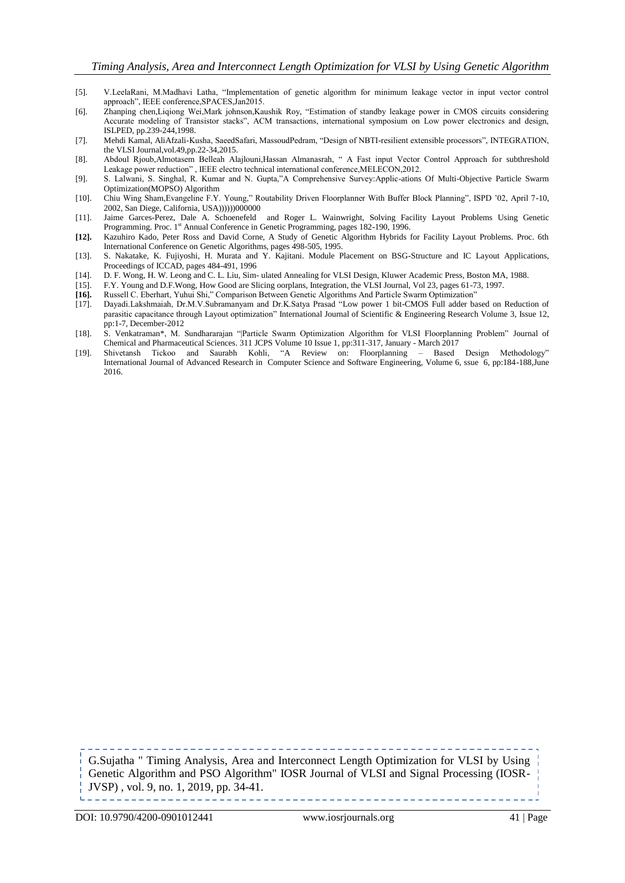[5]. V.LeelaRani, M.Madhavi Latha, "Implementation of genetic algorithm for minimum leakage vector in input vector control approach", IEEE conference,SPACES,Jan2015.

[6]. Zhanping chen,Liqiong Wei,Mark johnson,Kaushik Roy, "Estimation of standby leakage power in CMOS circuits considering Accurate modeling of Transistor stacks", ACM transactions, international symposium on Low power electronics and design, ISLPED, pp.239-244,1998.

[7]. Mehdi Kamal, AliAfzali-Kusha, SaeedSafari, MassoudPedram, "Design of NBTI-resilient extensible processors", INTEGRATION, the VLSI Journal,vol.49,pp.22-34,2015.

[8]. Abdoul Rjoub,Almotasem Belleah Alajlouni,Hassan Almanasrah, " A Fast input Vector Control Approach for subthreshold Leakage power reduction" , IEEE electro technical international conference,MELECON,2012.

[9]. S. Lalwani, S. Singhal, R. Kumar and N. Gupta,"A Comprehensive Survey:Applic-ations Of Multi-Objective Particle Swarm Optimization(MOPSO) Algorithm

[10]. Chiu Wing Sham,Evangeline F.Y. Young," Routability Driven Floorplanner With Buffer Block Planning", ISPD '02, April 7-10, 2002, San Diege, California, USA))))))000000

[11]. Jaime Garces-Perez, Dale A. Schoenefeld and Roger L. Wainwright, Solving Facility Layout Problems Using Genetic Programming. Proc. 1st Annual Conference in Genetic Programming, pages 182-190, 1996.

**[12].** Kazuhiro Kado, Peter Ross and David Corne, A Study of Genetic Algorithm Hybrids for Facility Layout Problems. Proc. 6th International Conference on Genetic Algorithms, pages 498-505, 1995.

[13]. S. Nakatake, K. Fujiyoshi, H. Murata and Y. Kajitani. Module Placement on BSG-Structure and IC Layout Applications, Proceedings of ICCAD, pages 484-491, 1996

[14]. D. F. Wong, H. W. Leong and C. L. Liu, Sim- ulated Annealing for VLSI Design, Kluwer Academic Press, Boston MA, 1988.

[15]. F.Y. Young and D.F.Wong, How Good are Slicing oorplans, Integration, the VLSI Journal, Vol 23, pages 61-73, 1997.

**[16].** Russell C. Eberhart, Yuhui Shi," Comparison Between Genetic Algorithms And Particle Swarm Optimization"

[17]. Dayadi.Lakshmaiah, Dr.M.V.Subramanyam and Dr.K.Satya Prasad "Low power 1 bit-CMOS Full adder based on Reduction of parasitic capacitance through Layout optimization" International Journal of Scientific & Engineering Research Volume 3, Issue 12, pp:1-7, December-2012

[18]. S. Venkatraman*, M. Sundhararajan "|Particle Swarm Optimization Algorithm for VLSI Floorplanning Problem" Journal of Chemical and Pharmaceutical Sciences. 311 JCPS Volume 10 Issue 1, pp:311-317, January - March 2017

[19]. Shivetansh Tickoo and Saurabh Kohli, "A Review on: Floorplanning – Based Design Methodology" International Journal of Advanced Research in Computer Science and Software Engineering, Volume 6, ssue 6, pp:184-188,June 2016.

G.Sujatha " Timing Analysis, Area and Interconnect Length Optimization for VLSI by Using Genetic Algorithm and PSO Algorithm" IOSR Journal of VLSI and Signal Processing (IOSR-JVSP) , vol. 9, no. 1, 2019, pp. 34-41.